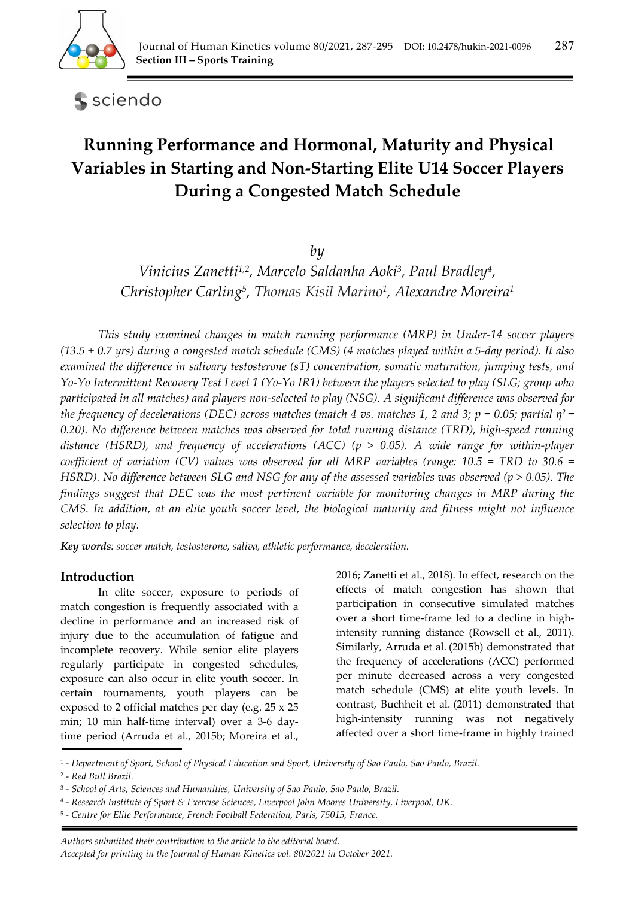# Running Performance and Hormonal, Maturity and Physical Variables in Starting and Non-Starting Elite U14 Soccer Players During a Congested Match Schedule

*by*

*Vinicius Zanetti*[1,2], *Marcelo Saldanha Aoki*[3], *Paul Bradley*[4], *Christopher Carling*[5], *Thomas Kisil Marino*[1], *Alexandre Moreira*[1]

*This study examined changes in match running performance (MRP) in Under-14 soccer players (13.5 ± 0.7 yrs) during a congested match schedule (CMS) (4 matches played within a 5-day period). It also examined the difference in salivary testosterone (sT) concentration, somatic maturation, jumping tests, and Yo-Yo Intermittent Recovery Test Level 1 (Yo-Yo IR1) between the players selected to play (SLG; group who participated in all matches) and players non-selected to play (NSG). A significant difference was observed for the frequency of decelerations (DEC) across matches (match 4 vs. matches 1, 2 and 3; $p = 0.05$; partial $\eta^2 = 0.20$). No difference between matches was observed for total running distance (TRD), high-speed running distance (HSRD), and frequency of accelerations (ACC) ($p > 0.05$). A wide range for within-player coefficient of variation (CV) values was observed for all MRP variables (range: 10.5 = TRD to 30.6 = HSRD). No difference between SLG and NSG for any of the assessed variables was observed ($p > 0.05$). The findings suggest that DEC was the most pertinent variable for monitoring changes in MRP during the CMS. In addition, at an elite youth soccer level, the biological maturity and fitness might not influence selection to play.*

***Key words**: soccer match, testosterone, saliva, athletic performance, deceleration.*

## Introduction

In elite soccer, exposure to periods of match congestion is frequently associated with a decline in performance and an increased risk of injury due to the accumulation of fatigue and incomplete recovery. While senior elite players regularly participate in congested schedules, exposure can also occur in elite youth soccer. In certain tournaments, youth players can be exposed to 2 official matches per day (e.g. 25 x 25 min; 10 min half-time interval) over a 3-6 day-time period (Arruda et al., 2015b; Moreira et al., 2016; Zanetti et al., 2018). In effect, research on the effects of match congestion has shown that participation in consecutive simulated matches over a short time-frame led to a decline in high-intensity running distance (Rowsell et al., 2011). Similarly, Arruda et al. (2015b) demonstrated that the frequency of accelerations (ACC) performed per minute decreased across a very congested match schedule (CMS) at elite youth levels. In contrast, Buchheit et al. (2011) demonstrated that high-intensity running was not negatively affected over a short time-frame in highly trained

[1] - *Department of Sport, School of Physical Education and Sport, University of Sao Paulo, Sao Paulo, Brazil.*
[2] - *Red Bull Brazil.*
[3] - *School of Arts, Sciences and Humanities, University of Sao Paulo, Sao Paulo, Brazil.*
[4] - *Research Institute of Sport & Exercise Sciences, Liverpool John Moores University, Liverpool, UK.*
[5] - *Centre for Elite Performance, French Football Federation, Paris, 75015, France.*

*Authors submitted their contribution to the article to the editorial board.*
*Accepted for printing in the Journal of Human Kinetics vol. 80/2021 in October 2021.*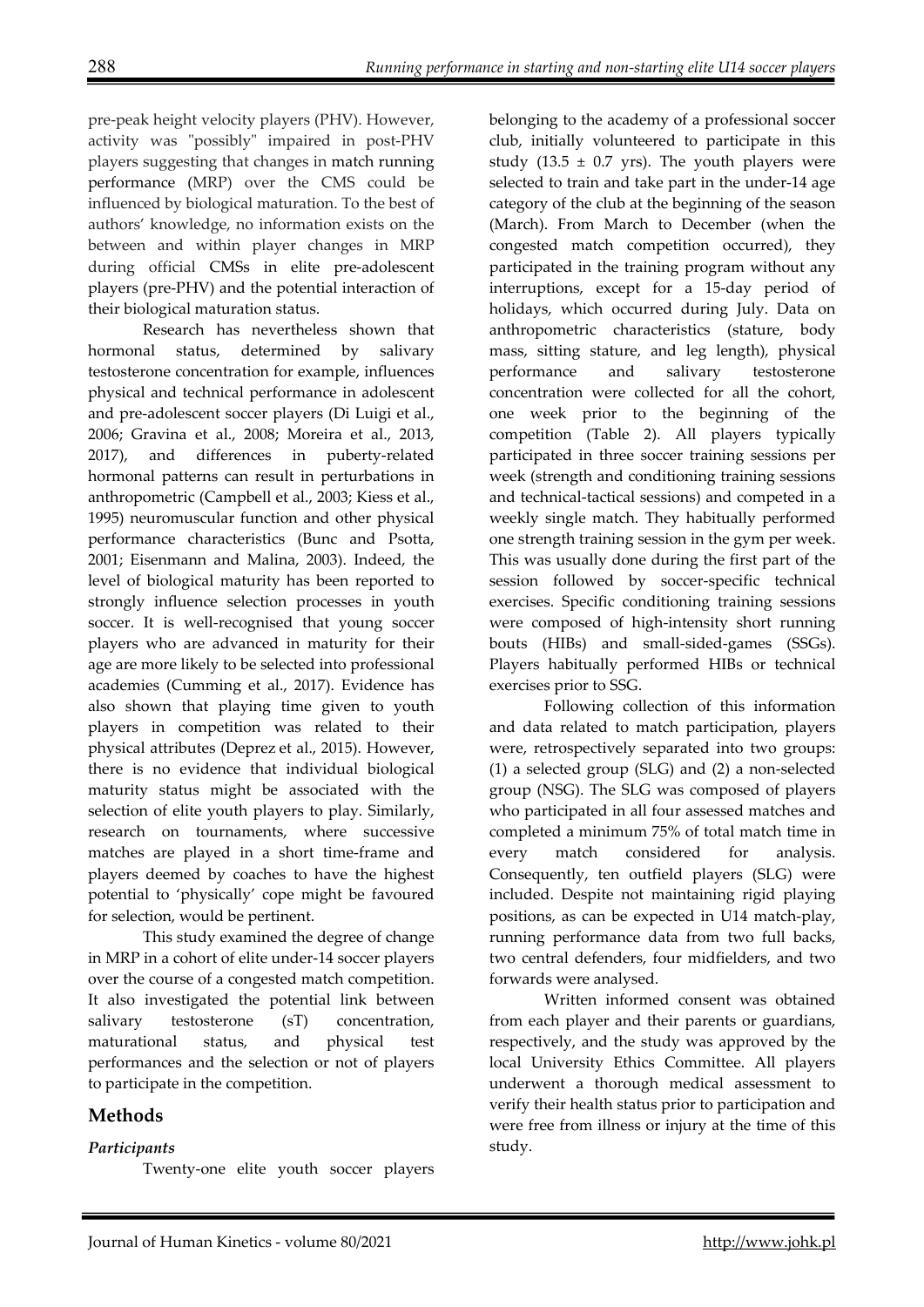pre-peak height velocity players (PHV). However, activity was "possibly" impaired in post-PHV players suggesting that changes in match running performance (MRP) over the CMS could be influenced by biological maturation. To the best of authors' knowledge, no information exists on the between and within player changes in MRP during official CMSs in elite pre-adolescent players (pre-PHV) and the potential interaction of their biological maturation status.

Research has nevertheless shown that hormonal status, determined by salivary testosterone concentration for example, influences physical and technical performance in adolescent and pre-adolescent soccer players (Di Luigi et al., 2006; Gravina et al., 2008; Moreira et al., 2013, 2017), and differences in puberty-related hormonal patterns can result in perturbations in anthropometric (Campbell et al., 2003; Kiess et al., 1995) neuromuscular function and other physical performance characteristics (Bunc and Psotta, 2001; Eisenmann and Malina, 2003). Indeed, the level of biological maturity has been reported to strongly influence selection processes in youth soccer. It is well-recognised that young soccer players who are advanced in maturity for their age are more likely to be selected into professional academies (Cumming et al., 2017). Evidence has also shown that playing time given to youth players in competition was related to their physical attributes (Deprez et al., 2015). However, there is no evidence that individual biological maturity status might be associated with the selection of elite youth players to play. Similarly, research on tournaments, where successive matches are played in a short time-frame and players deemed by coaches to have the highest potential to 'physically' cope might be favoured for selection, would be pertinent.

This study examined the degree of change in MRP in a cohort of elite under-14 soccer players over the course of a congested match competition. It also investigated the potential link between salivary testosterone (sT) concentration, maturational status, and physical test performances and the selection or not of players to participate in the competition.

## Methods

### *Participants*

Twenty-one elite youth soccer players belonging to the academy of a professional soccer club, initially volunteered to participate in this study (13.5 ± 0.7 yrs). The youth players were selected to train and take part in the under-14 age category of the club at the beginning of the season (March). From March to December (when the congested match competition occurred), they participated in the training program without any interruptions, except for a 15-day period of holidays, which occurred during July. Data on anthropometric characteristics (stature, body mass, sitting stature, and leg length), physical performance and salivary testosterone concentration were collected for all the cohort, one week prior to the beginning of the competition (Table 2). All players typically participated in three soccer training sessions per week (strength and conditioning training sessions and technical-tactical sessions) and competed in a weekly single match. They habitually performed one strength training session in the gym per week. This was usually done during the first part of the session followed by soccer-specific technical exercises. Specific conditioning training sessions were composed of high-intensity short running bouts (HIBs) and small-sided-games (SSGs). Players habitually performed HIBs or technical exercises prior to SSG.

Following collection of this information and data related to match participation, players were, retrospectively separated into two groups: (1) a selected group (SLG) and (2) a non-selected group (NSG). The SLG was composed of players who participated in all four assessed matches and completed a minimum 75% of total match time in every match considered for analysis. Consequently, ten outfield players (SLG) were included. Despite not maintaining rigid playing positions, as can be expected in U14 match-play, running performance data from two full backs, two central defenders, four midfielders, and two forwards were analysed.

Written informed consent was obtained from each player and their parents or guardians, respectively, and the study was approved by the local University Ethics Committee. All players underwent a thorough medical assessment to verify their health status prior to participation and were free from illness or injury at the time of this study.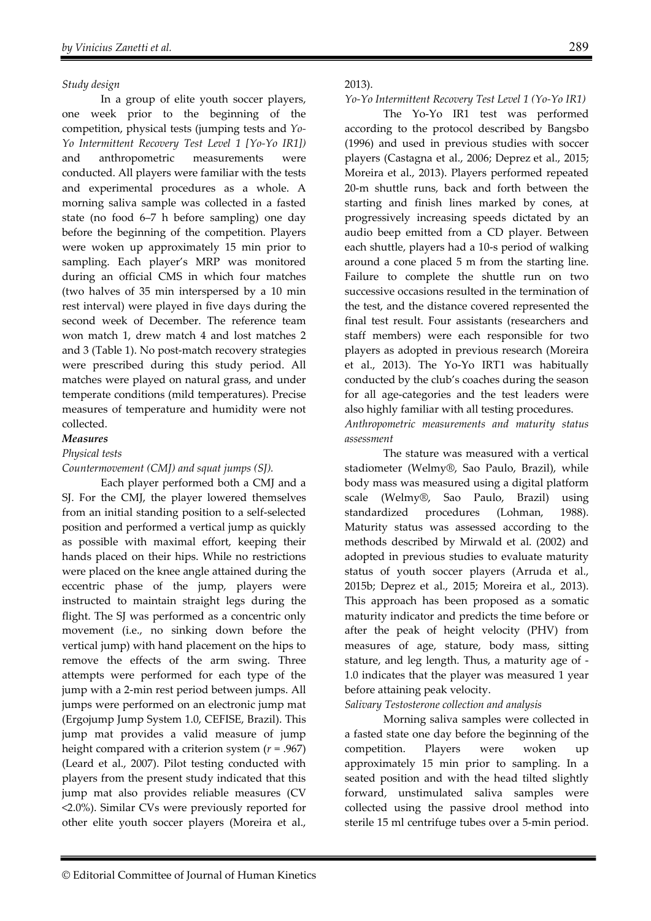*Study design*

In a group of elite youth soccer players, one week prior to the beginning of the competition, physical tests (jumping tests and *Yo-Yo Intermittent Recovery Test Level 1 [Yo-Yo IR1])* and anthropometric measurements were conducted. All players were familiar with the tests and experimental procedures as a whole. A morning saliva sample was collected in a fasted state (no food 6–7 h before sampling) one day before the beginning of the competition. Players were woken up approximately 15 min prior to sampling. Each player's MRP was monitored during an official CMS in which four matches (two halves of 35 min interspersed by a 10 min rest interval) were played in five days during the second week of December. The reference team won match 1, drew match 4 and lost matches 2 and 3 (Table 1). No post-match recovery strategies were prescribed during this study period. All matches were played on natural grass, and under temperate conditions (mild temperatures). Precise measures of temperature and humidity were not collected.

***Measures***

*Physical tests*

*Countermovement (CMJ) and squat jumps (SJ).*

Each player performed both a CMJ and a SJ. For the CMJ, the player lowered themselves from an initial standing position to a self-selected position and performed a vertical jump as quickly as possible with maximal effort, keeping their hands placed on their hips. While no restrictions were placed on the knee angle attained during the eccentric phase of the jump, players were instructed to maintain straight legs during the flight. The SJ was performed as a concentric only movement (i.e., no sinking down before the vertical jump) with hand placement on the hips to remove the effects of the arm swing. Three attempts were performed for each type of the jump with a 2-min rest period between jumps. All jumps were performed on an electronic jump mat (Ergojump Jump System 1.0, CEFISE, Brazil). This jump mat provides a valid measure of jump height compared with a criterion system ($r$ = .967) (Leard et al., 2007). Pilot testing conducted with players from the present study indicated that this jump mat also provides reliable measures (CV <2.0%). Similar CVs were previously reported for other elite youth soccer players (Moreira et al., 2013).

*Yo-Yo Intermittent Recovery Test Level 1 (Yo-Yo IR1)*

The Yo-Yo IR1 test was performed according to the protocol described by Bangsbo (1996) and used in previous studies with soccer players (Castagna et al., 2006; Deprez et al., 2015; Moreira et al., 2013). Players performed repeated 20-m shuttle runs, back and forth between the starting and finish lines marked by cones, at progressively increasing speeds dictated by an audio beep emitted from a CD player. Between each shuttle, players had a 10-s period of walking around a cone placed 5 m from the starting line. Failure to complete the shuttle run on two successive occasions resulted in the termination of the test, and the distance covered represented the final test result. Four assistants (researchers and staff members) were each responsible for two players as adopted in previous research (Moreira et al., 2013). The Yo-Yo IRT1 was habitually conducted by the club's coaches during the season for all age-categories and the test leaders were also highly familiar with all testing procedures.

*Anthropometric measurements and maturity status assessment*

The stature was measured with a vertical stadiometer (Welmy®, Sao Paulo, Brazil), while body mass was measured using a digital platform scale (Welmy®, Sao Paulo, Brazil) using standardized procedures (Lohman, 1988). Maturity status was assessed according to the methods described by Mirwald et al. (2002) and adopted in previous studies to evaluate maturity status of youth soccer players (Arruda et al., 2015b; Deprez et al., 2015; Moreira et al., 2013). This approach has been proposed as a somatic maturity indicator and predicts the time before or after the peak of height velocity (PHV) from measures of age, stature, body mass, sitting stature, and leg length. Thus, a maturity age of -1.0 indicates that the player was measured 1 year before attaining peak velocity.

*Salivary Testosterone collection and analysis*

Morning saliva samples were collected in a fasted state one day before the beginning of the competition. Players were woken up approximately 15 min prior to sampling. In a seated position and with the head tilted slightly forward, unstimulated saliva samples were collected using the passive drool method into sterile 15 ml centrifuge tubes over a 5-min period.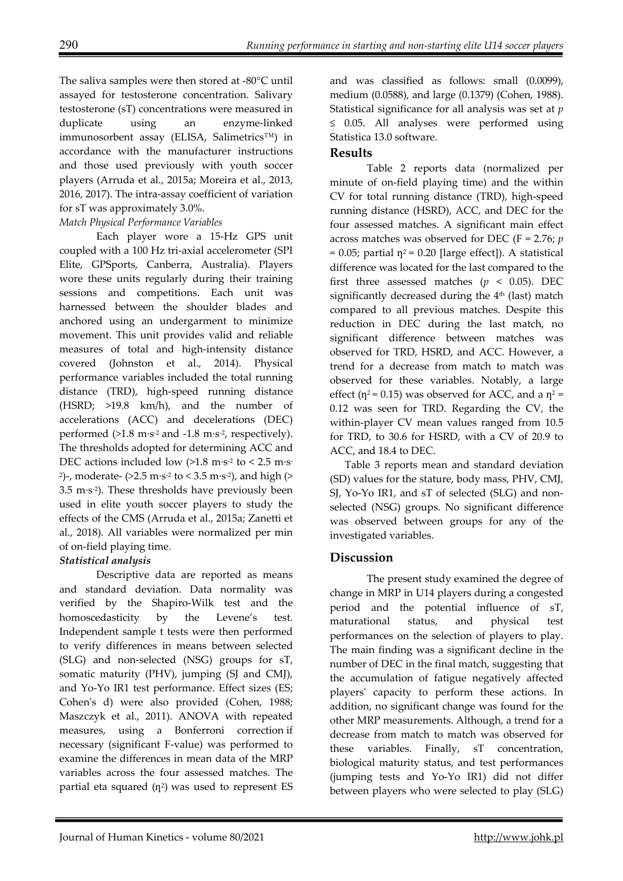The saliva samples were then stored at -80°C until assayed for testosterone concentration. Salivary testosterone (sT) concentrations were measured in duplicate using an enzyme-linked immunosorbent assay (ELISA, Salimetrics™) in accordance with the manufacturer instructions and those used previously with youth soccer players (Arruda et al., 2015a; Moreira et al., 2013, 2016, 2017). The intra-assay coefficient of variation for sT was approximately 3.0%.

*Match Physical Performance Variables*

Each player wore a 15-Hz GPS unit coupled with a 100 Hz tri-axial accelerometer (SPI Elite, GPSports, Canberra, Australia). Players wore these units regularly during their training sessions and competitions. Each unit was harnessed between the shoulder blades and anchored using an undergarment to minimize movement. This unit provides valid and reliable measures of total and high-intensity distance covered (Johnston et al., 2014). Physical performance variables included the total running distance (TRD), high-speed running distance (HSRD; >19.8 km/h), and the number of accelerations (ACC) and decelerations (DEC) performed (>1.8 $m \cdot s^{-2}$ and -1.8 $m \cdot s^{-2}$, respectively). The thresholds adopted for determining ACC and DEC actions included low (>1.8 $m \cdot s^{-2}$ to < 2.5 $m \cdot s^{-2}$)-, moderate- (>2.5 $m \cdot s^{-2}$ to < 3.5 $m \cdot s^{-2}$), and high (> 3.5 $m \cdot s^{-2}$). These thresholds have previously been used in elite youth soccer players to study the effects of the CMS (Arruda et al., 2015a; Zanetti et al., 2018). All variables were normalized per min of on-field playing time.

***Statistical analysis***

Descriptive data are reported as means and standard deviation. Data normality was verified by the Shapiro-Wilk test and the homoscedasticity by the Levene's test. Independent sample t tests were then performed to verify differences in means between selected (SLG) and non-selected (NSG) groups for sT, somatic maturity (PHV), jumping (SJ and CMJ), and Yo-Yo IR1 test performance. Effect sizes (ES; Cohen's d) were also provided (Cohen, 1988; Maszczyk et al., 2011). ANOVA with repeated measures, using a Bonferroni correction if necessary (significant F-value) was performed to examine the differences in mean data of the MRP variables across the four assessed matches. The partial eta squared ($\eta^2$) was used to represent ES and was classified as follows: small (0.0099), medium (0.0588), and large (0.1379) (Cohen, 1988). Statistical significance for all analysis was set at $p \leq 0.05$. All analyses were performed using Statistica 13.0 software.

## Results

Table 2 reports data (normalized per minute of on-field playing time) and the within CV for total running distance (TRD), high-speed running distance (HSRD), ACC, and DEC for the four assessed matches. A significant main effect across matches was observed for DEC ($F = 2.76$; $p = 0.05$; partial $\eta^2 = 0.20$ [large effect]). A statistical difference was located for the last compared to the first three assessed matches ($p < 0.05$). DEC significantly decreased during the 4th (last) match compared to all previous matches. Despite this reduction in DEC during the last match, no significant difference between matches was observed for TRD, HSRD, and ACC. However, a trend for a decrease from match to match was observed for these variables. Notably, a large effect ($\eta^2 = 0.15$) was observed for ACC, and a $\eta^2 = 0.12$ was seen for TRD. Regarding the CV, the within-player CV mean values ranged from 10.5 for TRD, to 30.6 for HSRD, with a CV of 20.9 to ACC, and 18.4 to DEC.

Table 3 reports mean and standard deviation (SD) values for the stature, body mass, PHV, CMJ, SJ, Yo-Yo IR1, and sT of selected (SLG) and non-selected (NSG) groups. No significant difference was observed between groups for any of the investigated variables.

## Discussion

The present study examined the degree of change in MRP in U14 players during a congested period and the potential influence of sT, maturational status, and physical test performances on the selection of players to play. The main finding was a significant decline in the number of DEC in the final match, suggesting that the accumulation of fatigue negatively affected players' capacity to perform these actions. In addition, no significant change was found for the other MRP measurements. Although, a trend for a decrease from match to match was observed for these variables. Finally, sT concentration, biological maturity status, and test performances (jumping tests and Yo-Yo IR1) did not differ between players who were selected to play (SLG)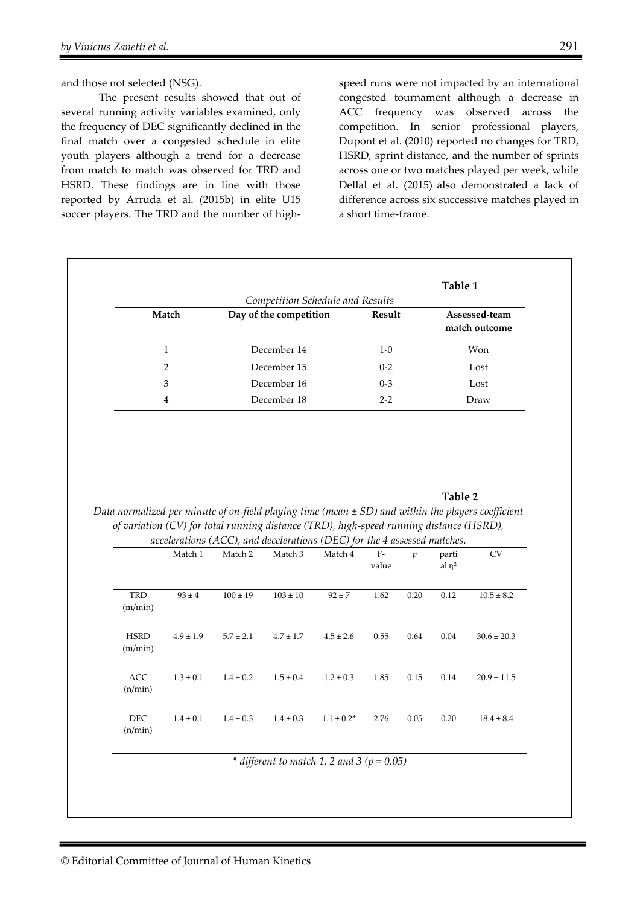and those not selected (NSG).

The present results showed that out of several running activity variables examined, only the frequency of DEC significantly declined in the final match over a congested schedule in elite youth players although a trend for a decrease from match to match was observed for TRD and HSRD. These findings are in line with those reported by Arruda et al. (2015b) in elite U15 soccer players. The TRD and the number of high-speed runs were not impacted by an international congested tournament although a decrease in ACC frequency was observed across the competition. In senior professional players, Dupont et al. (2010) reported no changes for TRD, HSRD, sprint distance, and the number of sprints across one or two matches played per week, while Dellal et al. (2015) also demonstrated a lack of difference across six successive matches played in a short time-frame.

**Table 1**

*Competition Schedule and Results*

| Match | Day of the competition | Result | Assessed-team match outcome |
|---|---|---|---|
| 1 | December 14 | 1-0 | Won |
| 2 | December 15 | 0-2 | Lost |
| 3 | December 16 | 0-3 | Lost |
| 4 | December 18 | 2-2 | Draw |

**Table 2**

*Data normalized per minute of on-field playing time (mean ± SD) and within the players coefficient of variation (CV) for total running distance (TRD), high-speed running distance (HSRD), accelerations (ACC), and decelerations (DEC) for the 4 assessed matches.*

| | Match 1 | Match 2 | Match 3 | Match 4 | F-value | $p$ | partial $\eta^2$ | CV |
|---|---|---|---|---|---|---|---|---|
| TRD (m/min) | 93 ± 4 | 100 ± 19 | 103 ± 10 | 92 ± 7 | 1.62 | 0.20 | 0.12 | 10.5 ± 8.2 |
| HSRD (m/min) | 4.9 ± 1.9 | 5.7 ± 2.1 | 4.7 ± 1.7 | 4.5 ± 2.6 | 0.55 | 0.64 | 0.04 | 30.6 ± 20.3 |
| ACC (n/min) | 1.3 ± 0.1 | 1.4 ± 0.2 | 1.5 ± 0.4 | 1.2 ± 0.3 | 1.85 | 0.15 | 0.14 | 20.9 ± 11.5 |
| DEC (n/min) | 1.4 ± 0.1 | 1.4 ± 0.3 | 1.4 ± 0.3 | 1.1 ± 0.2* | 2.76 | 0.05 | 0.20 | 18.4 ± 8.4 |

*\* different to match 1, 2 and 3 ($p = 0.05$)*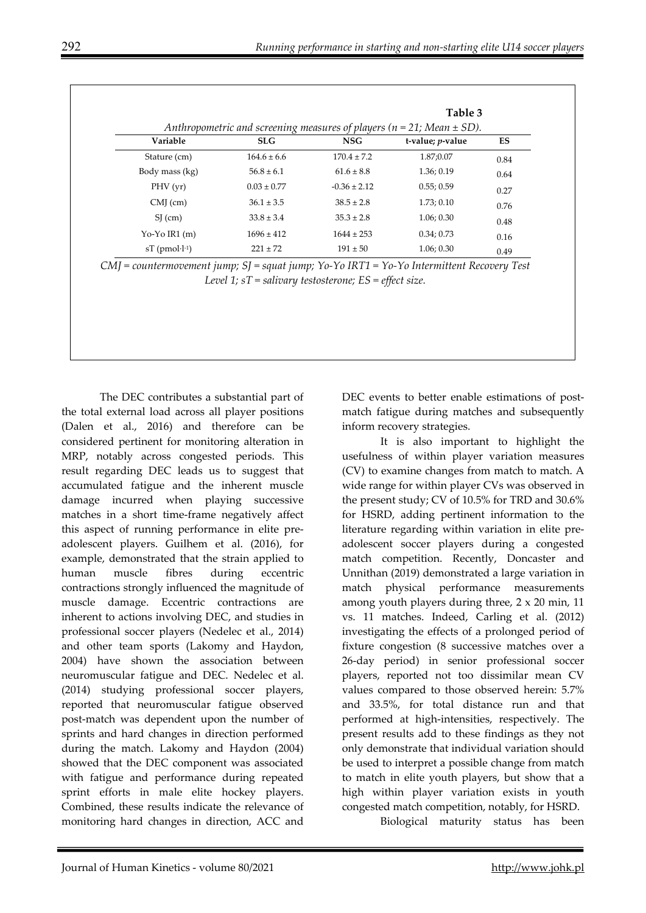**Table 3**

*Anthropometric and screening measures of players (n = 21; Mean ± SD).*

| Variable | SLG | NSG | t-value; *p*-value | ES |
|---|---|---|---|---|
| Stature (cm) | 164.6 ± 6.6 | 170.4 ± 7.2 | 1.87;0.07 | 0.84 |
| Body mass (kg) | 56.8 ± 6.1 | 61.6 ± 8.8 | 1.36; 0.19 | 0.64 |
| PHV (yr) | 0.03 ± 0.77 | -0.36 ± 2.12 | 0.55; 0.59 | 0.27 |
| CMJ (cm) | 36.1 ± 3.5 | 38.5 ± 2.8 | 1.73; 0.10 | 0.76 |
| SJ (cm) | 33.8 ± 3.4 | 35.3 ± 2.8 | 1.06; 0.30 | 0.48 |
| Yo-Yo IR1 (m) | 1696 ± 412 | 1644 ± 253 | 0.34; 0.73 | 0.16 |
| sT (pmol·l$^{-1}$) | 221 ± 72 | 191 ± 50 | 1.06; 0.30 | 0.49 |

*CMJ = countermovement jump; SJ = squat jump; Yo-Yo IRT1 = Yo-Yo Intermittent Recovery Test Level 1; sT = salivary testosterone; ES = effect size.*

The DEC contributes a substantial part of the total external load across all player positions (Dalen et al., 2016) and therefore can be considered pertinent for monitoring alteration in MRP, notably across congested periods. This result regarding DEC leads us to suggest that accumulated fatigue and the inherent muscle damage incurred when playing successive matches in a short time-frame negatively affect this aspect of running performance in elite pre-adolescent players. Guilhem et al. (2016), for example, demonstrated that the strain applied to human muscle fibres during eccentric contractions strongly influenced the magnitude of muscle damage. Eccentric contractions are inherent to actions involving DEC, and studies in professional soccer players (Nedelec et al., 2014) and other team sports (Lakomy and Haydon, 2004) have shown the association between neuromuscular fatigue and DEC. Nedelec et al. (2014) studying professional soccer players, reported that neuromuscular fatigue observed post-match was dependent upon the number of sprints and hard changes in direction performed during the match. Lakomy and Haydon (2004) showed that the DEC component was associated with fatigue and performance during repeated sprint efforts in male elite hockey players. Combined, these results indicate the relevance of monitoring hard changes in direction, ACC and DEC events to better enable estimations of post-match fatigue during matches and subsequently inform recovery strategies.

It is also important to highlight the usefulness of within player variation measures (CV) to examine changes from match to match. A wide range for within player CVs was observed in the present study; CV of 10.5% for TRD and 30.6% for HSRD, adding pertinent information to the literature regarding within variation in elite pre-adolescent soccer players during a congested match competition. Recently, Doncaster and Unnithan (2019) demonstrated a large variation in match physical performance measurements among youth players during three, 2 x 20 min, 11 vs. 11 matches. Indeed, Carling et al. (2012) investigating the effects of a prolonged period of fixture congestion (8 successive matches over a 26-day period) in senior professional soccer players, reported not too dissimilar mean CV values compared to those observed herein: 5.7% and 33.5%, for total distance run and that performed at high-intensities, respectively. The present results add to these findings as they not only demonstrate that individual variation should be used to interpret a possible change from match to match in elite youth players, but show that a high within player variation exists in youth congested match competition, notably, for HSRD.

Biological maturity status has been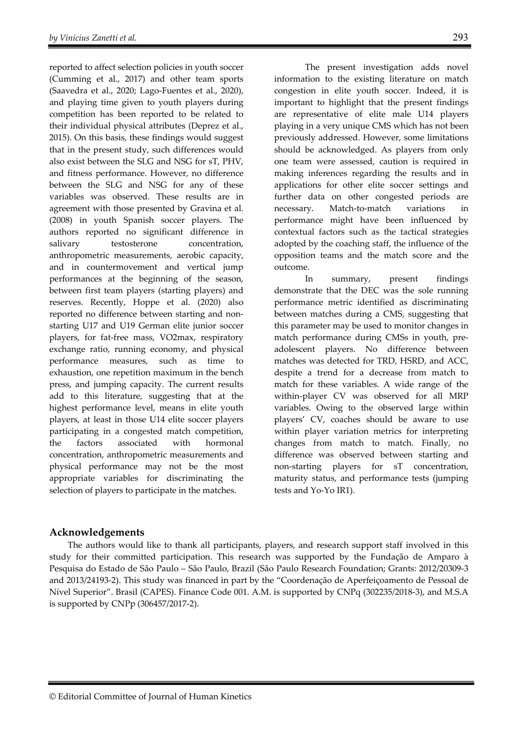reported to affect selection policies in youth soccer (Cumming et al., 2017) and other team sports (Saavedra et al., 2020; Lago-Fuentes et al., 2020), and playing time given to youth players during competition has been reported to be related to their individual physical attributes (Deprez et al., 2015). On this basis, these findings would suggest that in the present study, such differences would also exist between the SLG and NSG for sT, PHV, and fitness performance. However, no difference between the SLG and NSG for any of these variables was observed. These results are in agreement with those presented by Gravina et al. (2008) in youth Spanish soccer players. The authors reported no significant difference in salivary testosterone concentration, anthropometric measurements, aerobic capacity, and in countermovement and vertical jump performances at the beginning of the season, between first team players (starting players) and reserves. Recently, Hoppe et al. (2020) also reported no difference between starting and non-starting U17 and U19 German elite junior soccer players, for fat-free mass, VO2max, respiratory exchange ratio, running economy, and physical performance measures, such as time to exhaustion, one repetition maximum in the bench press, and jumping capacity. The current results add to this literature, suggesting that at the highest performance level, means in elite youth players, at least in those U14 elite soccer players participating in a congested match competition, the factors associated with hormonal concentration, anthropometric measurements and physical performance may not be the most appropriate variables for discriminating the selection of players to participate in the matches.

The present investigation adds novel information to the existing literature on match congestion in elite youth soccer. Indeed, it is important to highlight that the present findings are representative of elite male U14 players playing in a very unique CMS which has not been previously addressed. However, some limitations should be acknowledged. As players from only one team were assessed, caution is required in making inferences regarding the results and in applications for other elite soccer settings and further data on other congested periods are necessary. Match-to-match variations in performance might have been influenced by contextual factors such as the tactical strategies adopted by the coaching staff, the influence of the opposition teams and the match score and the outcome.

In summary, present findings demonstrate that the DEC was the sole running performance metric identified as discriminating between matches during a CMS, suggesting that this parameter may be used to monitor changes in match performance during CMSs in youth, pre-adolescent players. No difference between matches was detected for TRD, HSRD, and ACC, despite a trend for a decrease from match to match for these variables. A wide range of the within-player CV was observed for all MRP variables. Owing to the observed large within players' CV, coaches should be aware to use within player variation metrics for interpreting changes from match to match. Finally, no difference was observed between starting and non-starting players for sT concentration, maturity status, and performance tests (jumping tests and Yo-Yo IR1).

## Acknowledgements

The authors would like to thank all participants, players, and research support staff involved in this study for their committed participation. This research was supported by the Fundação de Amparo à Pesquisa do Estado de São Paulo – São Paulo, Brazil (São Paulo Research Foundation; Grants: 2012/20309-3 and 2013/24193-2). This study was financed in part by the "Coordenação de Aperfeiçoamento de Pessoal de Nível Superior". Brasil (CAPES). Finance Code 001. A.M. is supported by CNPq (302235/2018-3), and M.S.A is supported by CNPp (306457/2017-2).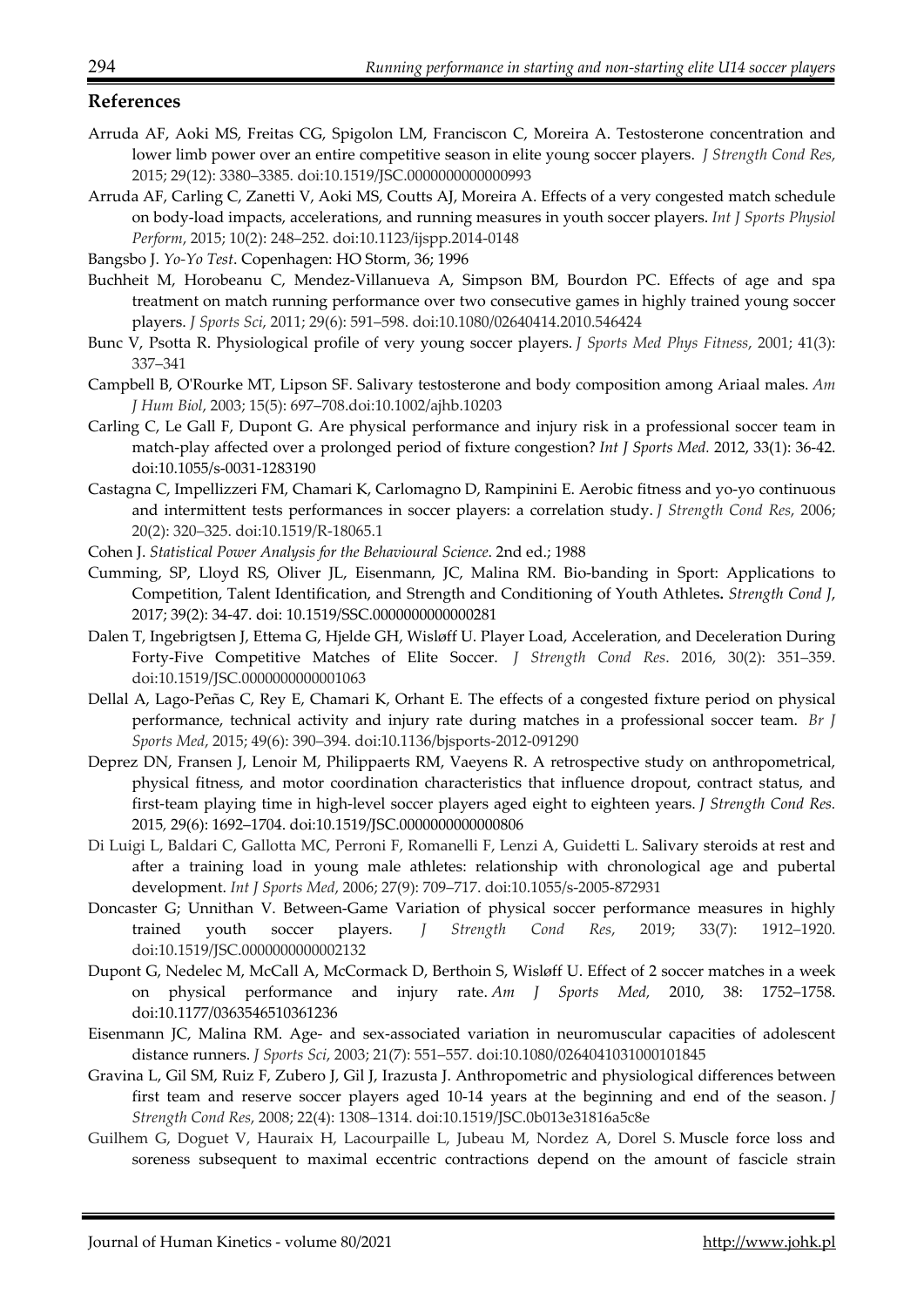## References

Arruda AF, Aoki MS, Freitas CG, Spigolon LM, Franciscon C, Moreira A. Testosterone concentration and lower limb power over an entire competitive season in elite young soccer players. *J Strength Cond Res*, 2015; 29(12): 3380–3385. doi:10.1519/JSC.0000000000000993

Arruda AF, Carling C, Zanetti V, Aoki MS, Coutts AJ, Moreira A. Effects of a very congested match schedule on body-load impacts, accelerations, and running measures in youth soccer players. *Int J Sports Physiol Perform*, 2015; 10(2): 248–252. doi:10.1123/ijspp.2014-0148

Bangsbo J. *Yo-Yo Test*. Copenhagen: HO Storm, 36; 1996

Buchheit M, Horobeanu C, Mendez-Villanueva A, Simpson BM, Bourdon PC. Effects of age and spa treatment on match running performance over two consecutive games in highly trained young soccer players. *J Sports Sci*, 2011; 29(6): 591–598. doi:10.1080/02640414.2010.546424

Bunc V, Psotta R. Physiological profile of very young soccer players. *J Sports Med Phys Fitness*, 2001; 41(3): 337–341

Campbell B, O'Rourke MT, Lipson SF. Salivary testosterone and body composition among Ariaal males. *Am J Hum Biol*, 2003; 15(5): 697–708.doi:10.1002/ajhb.10203

Carling C, Le Gall F, Dupont G. Are physical performance and injury risk in a professional soccer team in match-play affected over a prolonged period of fixture congestion? *Int J Sports Med.* 2012, 33(1): 36-42. doi:10.1055/s-0031-1283190

Castagna C, Impellizzeri FM, Chamari K, Carlomagno D, Rampinini E. Aerobic fitness and yo-yo continuous and intermittent tests performances in soccer players: a correlation study. *J Strength Cond Res*, 2006; 20(2): 320–325. doi:10.1519/R-18065.1

Cohen J. *Statistical Power Analysis for the Behavioural Science*. 2nd ed.; 1988

Cumming, SP, Lloyd RS, Oliver JL, Eisenmann, JC, Malina RM. Bio-banding in Sport: Applications to Competition, Talent Identification, and Strength and Conditioning of Youth Athletes**.** *Strength Cond J*, 2017; 39(2): 34-47. doi: 10.1519/SSC.0000000000000281

Dalen T, Ingebrigtsen J, Ettema G, Hjelde GH, Wisløff U. Player Load, Acceleration, and Deceleration During Forty-Five Competitive Matches of Elite Soccer. *J Strength Cond Res*. 2016, 30(2): 351–359. doi:10.1519/JSC.0000000000001063

Dellal A, Lago-Peñas C, Rey E, Chamari K, Orhant E. The effects of a congested fixture period on physical performance, technical activity and injury rate during matches in a professional soccer team. *Br J Sports Med*, 2015; 49(6): 390–394. doi:10.1136/bjsports-2012-091290

Deprez DN, Fransen J, Lenoir M, Philippaerts RM, Vaeyens R. A retrospective study on anthropometrical, physical fitness, and motor coordination characteristics that influence dropout, contract status, and first-team playing time in high-level soccer players aged eight to eighteen years. *J Strength Cond Res.* 2015*,* 29(6): 1692–1704. doi:10.1519/JSC.0000000000000806

Di Luigi L, Baldari C, Gallotta MC, Perroni F, Romanelli F, Lenzi A, Guidetti L. Salivary steroids at rest and after a training load in young male athletes: relationship with chronological age and pubertal development. *Int J Sports Med*, 2006; 27(9): 709–717. doi:10.1055/s-2005-872931

Doncaster G; Unnithan V. Between-Game Variation of physical soccer performance measures in highly trained youth soccer players. *J Strength Cond Res*, 2019; 33(7): 1912–1920. doi:10.1519/JSC.0000000000002132

Dupont G, Nedelec M, McCall A, McCormack D, Berthoin S, Wisløff U. Effect of 2 soccer matches in a week on physical performance and injury rate. *Am J Sports Med,* 2010, 38: 1752–1758. doi:10.1177/0363546510361236

Eisenmann JC, Malina RM. Age- and sex-associated variation in neuromuscular capacities of adolescent distance runners. *J Sports Sci*, 2003; 21(7): 551–557. doi:10.1080/0264041031000101845

Gravina L, Gil SM, Ruiz F, Zubero J, Gil J, Irazusta J. Anthropometric and physiological differences between first team and reserve soccer players aged 10-14 years at the beginning and end of the season. *J Strength Cond Res*, 2008; 22(4): 1308–1314. doi:10.1519/JSC.0b013e31816a5c8e

Guilhem G, Doguet V, Hauraix H, Lacourpaille L, Jubeau M, Nordez A, Dorel S. Muscle force loss and soreness subsequent to maximal eccentric contractions depend on the amount of fascicle strain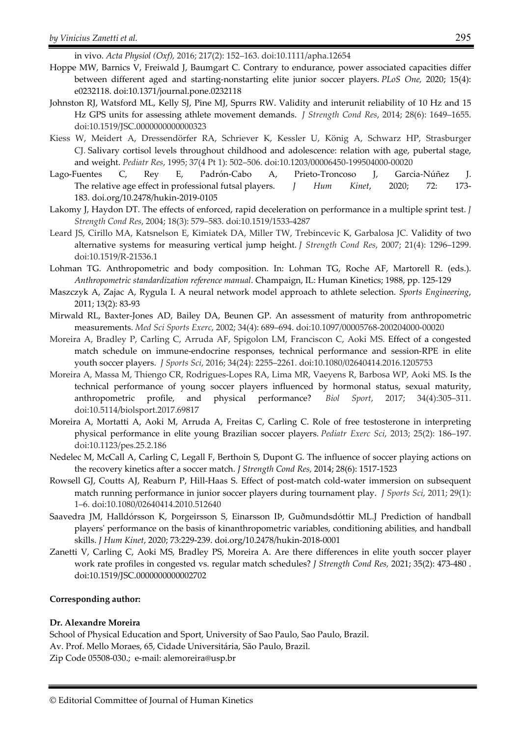in vivo. *Acta Physiol (Oxf)*, 2016; 217(2): 152–163. doi:10.1111/apha.12654

Hoppe MW, Barnics V, Freiwald J, Baumgart C. Contrary to endurance, power associated capacities differ between different aged and starting-nonstarting elite junior soccer players. *PLoS One,* 2020; 15(4): e0232118. doi:10.1371/journal.pone.0232118

Johnston RJ, Watsford ML, Kelly SJ, Pine MJ, Spurrs RW. Validity and interunit reliability of 10 Hz and 15 Hz GPS units for assessing athlete movement demands. *J Strength Cond Res*, 2014; 28(6): 1649–1655. doi:10.1519/JSC.0000000000000323

Kiess W, Meidert A, Dressendörfer RA, Schriever K, Kessler U, König A, Schwarz HP, Strasburger CJ. Salivary cortisol levels throughout childhood and adolescence: relation with age, pubertal stage, and weight. *Pediatr Res*, 1995; 37(4 Pt 1): 502–506. doi:10.1203/00006450-199504000-00020

Lago-Fuentes C, Rey E, Padrón-Cabo A, Prieto-Troncoso J, Garcia-Núñez J. The relative age effect in professional futsal players. *J Hum Kinet*, 2020; 72: 173-183. doi.org/10.2478/hukin-2019-0105

Lakomy J, Haydon DT. The effects of enforced, rapid deceleration on performance in a multiple sprint test. *J Strength Cond Res*, 2004; 18(3): 579–583. doi:10.1519/1533-4287

Leard JS, Cirillo MA, Katsnelson E, Kimiatek DA, Miller TW, Trebincevic K, Garbalosa JC. Validity of two alternative systems for measuring vertical jump height. *J Strength Cond Res*, 2007; 21(4): 1296–1299. doi:10.1519/R-21536.1

Lohman TG. Anthropometric and body composition. In: Lohman TG, Roche AF, Martorell R. (eds.). *Anthropometric standardization reference manual*. Champaign, IL: Human Kinetics; 1988, pp. 125-129

Maszczyk A, Zajac A, Rygula I. A neural network model approach to athlete selection. *Sports Engineering*, 2011; 13(2): 83-93

Mirwald RL, Baxter-Jones AD, Bailey DA, Beunen GP. An assessment of maturity from anthropometric measurements. *Med Sci Sports Exerc*, 2002; 34(4): 689–694. doi:10.1097/00005768-200204000-00020

Moreira A, Bradley P, Carling C, Arruda AF, Spigolon LM, Franciscon C, Aoki MS. Effect of a congested match schedule on immune-endocrine responses, technical performance and session-RPE in elite youth soccer players. *J Sports Sci*, 2016; 34(24): 2255–2261. doi:10.1080/02640414.2016.1205753

Moreira A, Massa M, Thiengo CR, Rodrigues-Lopes RA, Lima MR, Vaeyens R, Barbosa WP, Aoki MS. Is the technical performance of young soccer players influenced by hormonal status, sexual maturity, anthropometric profile, and physical performance? *Biol Sport*, 2017; 34(4):305–311. doi:10.5114/biolsport.2017.69817

Moreira A, Mortatti A, Aoki M, Arruda A, Freitas C, Carling C. Role of free testosterone in interpreting physical performance in elite young Brazilian soccer players. *Pediatr Exerc Sci,* 2013; 25(2): 186–197. doi:10.1123/pes.25.2.186

Nedelec M, McCall A, Carling C, Legall F, Berthoin S, Dupont G. The influence of soccer playing actions on the recovery kinetics after a soccer match. *J Strength Cond Res,* 2014; 28(6): 1517-1523

Rowsell GJ, Coutts AJ, Reaburn P, Hill-Haas S. Effect of post-match cold-water immersion on subsequent match running performance in junior soccer players during tournament play. *J Sports Sci*, 2011; 29(1): 1–6. doi:10.1080/02640414.2010.512640

Saavedra JM, Halldórsson K, Þorgeirsson S, Einarsson IÞ, Guðmundsdóttir ML.J Prediction of handball players' performance on the basis of kinanthropometric variables, conditioning abilities, and handball skills. *J Hum Kinet*, 2020; 73:229-239. doi.org/10.2478/hukin-2018-0001

Zanetti V, Carling C, Aoki MS, Bradley PS, Moreira A. Are there differences in elite youth soccer player work rate profiles in congested vs. regular match schedules? *J Strength Cond Res,* 2021; 35(2): 473-480 . doi:10.1519/JSC.0000000000002702

**Corresponding author:**

**Dr. Alexandre Moreira**

School of Physical Education and Sport, University of Sao Paulo, Sao Paulo, Brazil.
Av. Prof. Mello Moraes, 65, Cidade Universitária, São Paulo, Brazil.
Zip Code 05508-030.; e-mail: alemoreira@usp.br